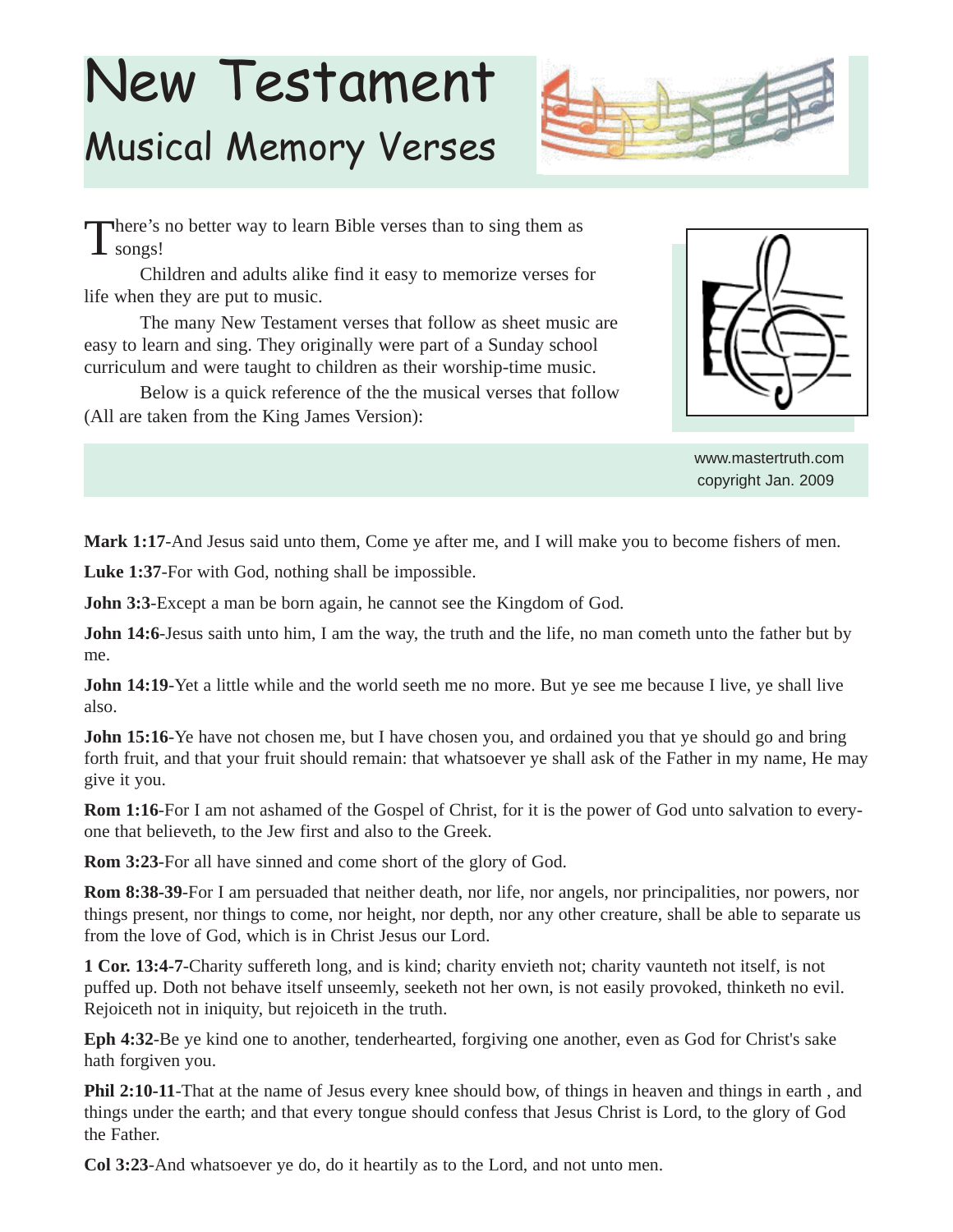# New Testament

## Musical Memory Verses

There's no better way to learn Bible verses than to sing them as songs!

Children and adults alike find it easy to memorize verses for life when they are put to music.

The many New Testament verses that follow as sheet music are easy to learn and sing. They originally were part of a Sunday school curriculum and were taught to children as their worship-time music.

Below is a quick reference of the the musical verses that follow (All are taken from the King James Version):

www.mastertruth.com
copyright Jan. 2009

**Mark 1:17**-And Jesus said unto them, Come ye after me, and I will make you to become fishers of men.

**Luke 1:37**-For with God, nothing shall be impossible.

**John 3:3**-Except a man be born again, he cannot see the Kingdom of God.

**John 14:6**-Jesus saith unto him, I am the way, the truth and the life, no man cometh unto the father but by me.

**John 14:19**-Yet a little while and the world seeth me no more. But ye see me because I live, ye shall live also.

**John 15:16**-Ye have not chosen me, but I have chosen you, and ordained you that ye should go and bring forth fruit, and that your fruit should remain: that whatsoever ye shall ask of the Father in my name, He may give it you.

**Rom 1:16**-For I am not ashamed of the Gospel of Christ, for it is the power of God unto salvation to every-one that believeth, to the Jew first and also to the Greek.

**Rom 3:23**-For all have sinned and come short of the glory of God.

**Rom 8:38-39**-For I am persuaded that neither death, nor life, nor angels, nor principalities, nor powers, nor things present, nor things to come, nor height, nor depth, nor any other creature, shall be able to separate us from the love of God, which is in Christ Jesus our Lord.

**1 Cor. 13:4-7**-Charity suffereth long, and is kind; charity envieth not; charity vaunteth not itself, is not puffed up. Doth not behave itself unseemly, seeketh not her own, is not easily provoked, thinketh no evil. Rejoiceth not in iniquity, but rejoiceth in the truth.

**Eph 4:32**-Be ye kind one to another, tenderhearted, forgiving one another, even as God for Christ's sake hath forgiven you.

**Phil 2:10-11**-That at the name of Jesus every knee should bow, of things in heaven and things in earth , and things under the earth; and that every tongue should confess that Jesus Christ is Lord, to the glory of God the Father.

**Col 3:23**-And whatsoever ye do, do it heartily as to the Lord, and not unto men.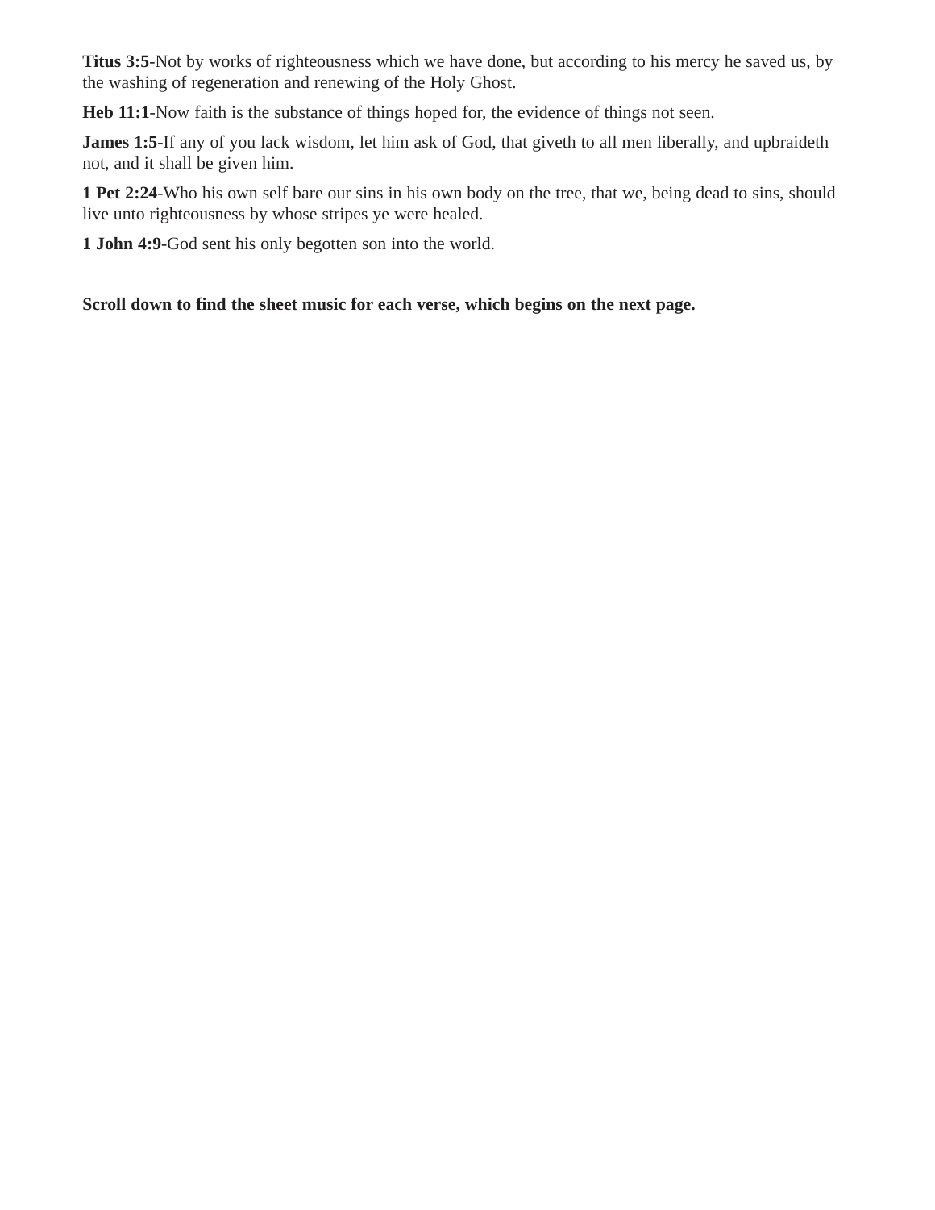**Titus 3:5**-Not by works of righteousness which we have done, but according to his mercy he saved us, by the washing of regeneration and renewing of the Holy Ghost.

**Heb 11:1**-Now faith is the substance of things hoped for, the evidence of things not seen.

**James 1:5**-If any of you lack wisdom, let him ask of God, that giveth to all men liberally, and upbraideth not, and it shall be given him.

**1 Pet 2:24**-Who his own self bare our sins in his own body on the tree, that we, being dead to sins, should live unto righteousness by whose stripes ye were healed.

**1 John 4:9**-God sent his only begotten son into the world.

**Scroll down to find the sheet music for each verse, which begins on the next page.**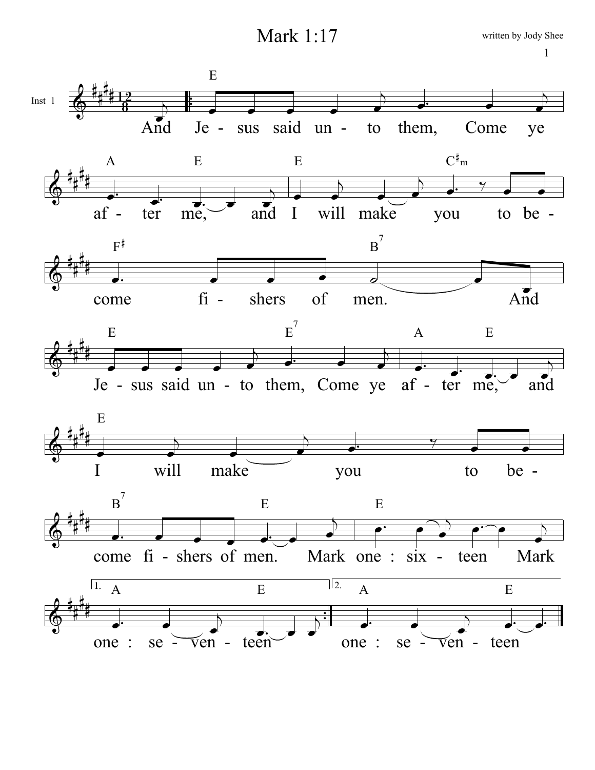# Mark 1:17

written by Jody Shee

Inst 1

And Jesus said unto them, Come ye after me, and I will make you to become fishers of men. And Jesus said unto them, Come ye after me, and I will make you to become fishers of men. Mark one : sixteen Mark one : seventeen one : seventeen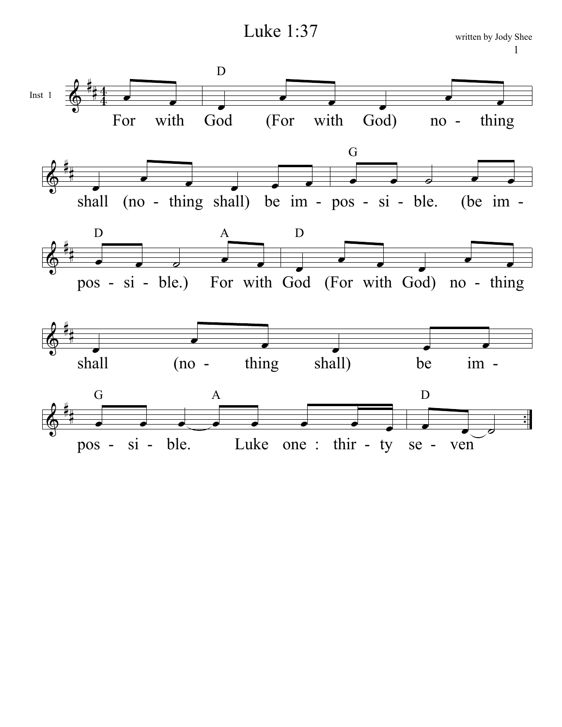# Luke 1:37

written by Jody Shee

Inst 1

D

For with God (For with God) no - thing

shall (no - thing shall) be im - pos - si - ble. (be im -

G

D A D

pos - si - ble.) For with God (For with God) no - thing

shall (no - thing shall) be im -

G A D

pos - si - ble. Luke one : thir - ty se - ven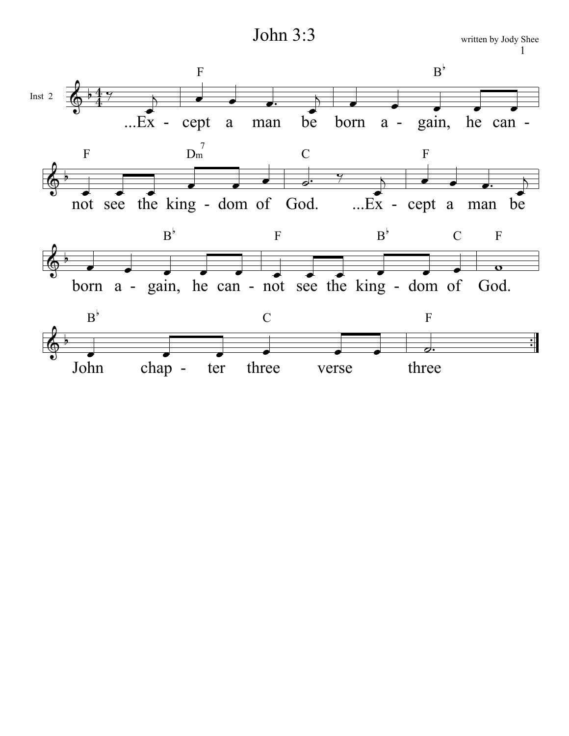# John 3:3

written by Jody Shee

Inst 2

F, B♭, F, Dm7, C, F, B♭, F, B♭, C, F, B♭, C, F

...Ex - cept a man be born a - gain, he can - not see the king - dom of God. ...Ex - cept a man be born a - gain, he can - not see the king - dom of God.

John chap - ter three verse three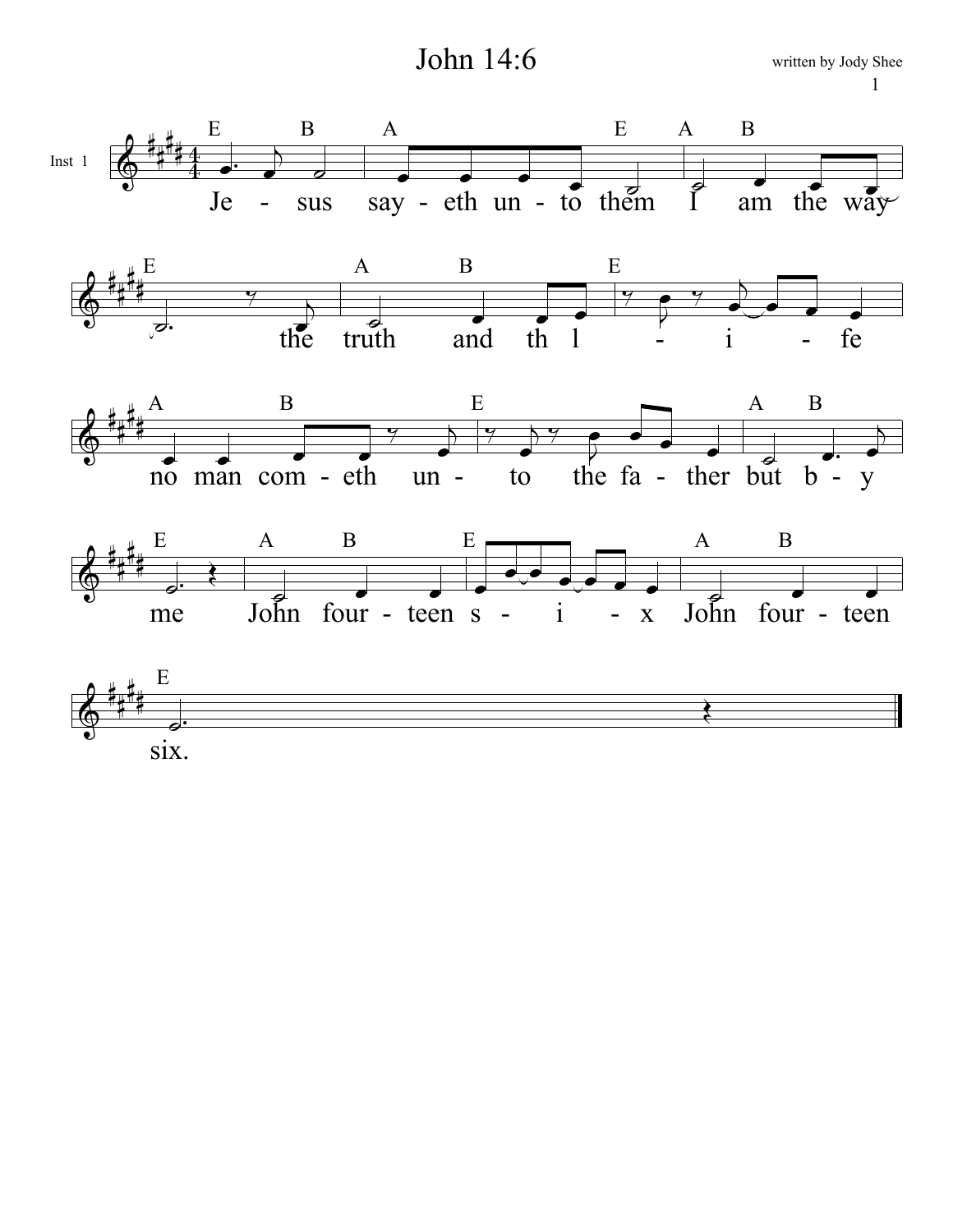# John 14:6

written by Jody Shee

Inst 1

E B A E A B
Je - sus say - eth un - to them I am the way

E A B E
the truth and th l - i - fe

A B E A B
no man com - eth un - to the fa - ther but b - y

E A B E A B
me John four - teen s - i - x John four - teen

E
six.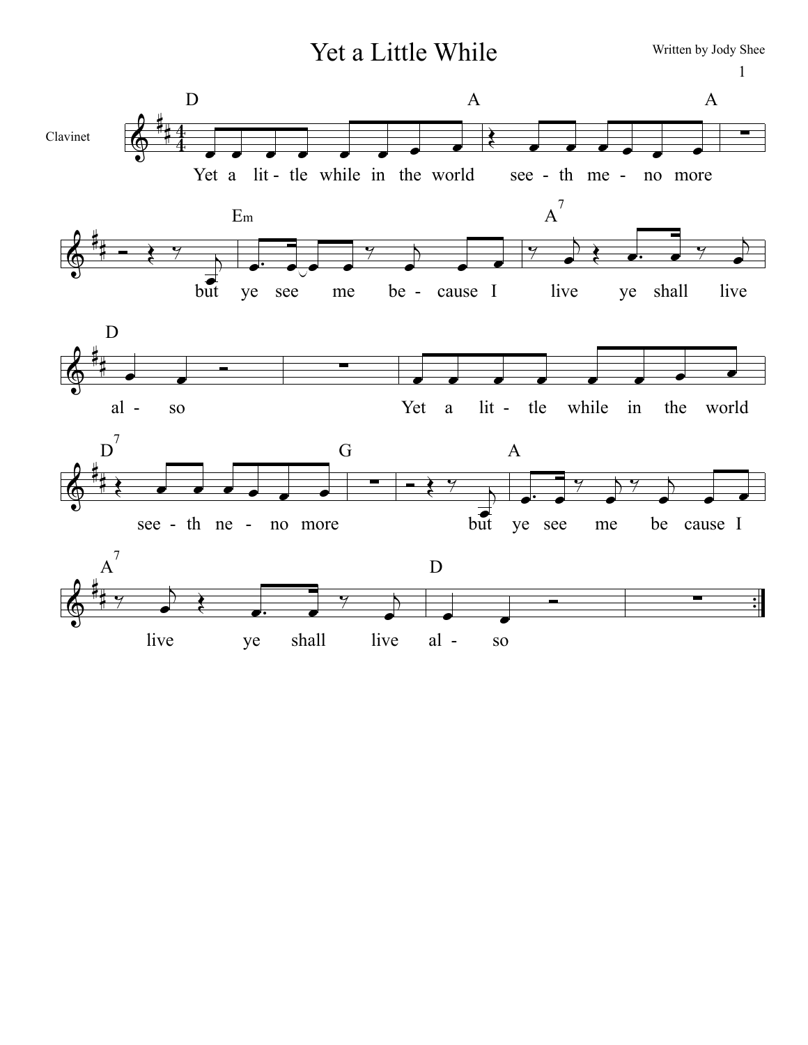# Yet a Little While

Written by Jody Shee

Clavinet

Yet a lit - tle while in the world see - th me - no more but ye see me be - cause I live ye shall live al - so

Yet a lit - tle while in the world see - th ne - no more but ye see me be cause I live ye shall live al - so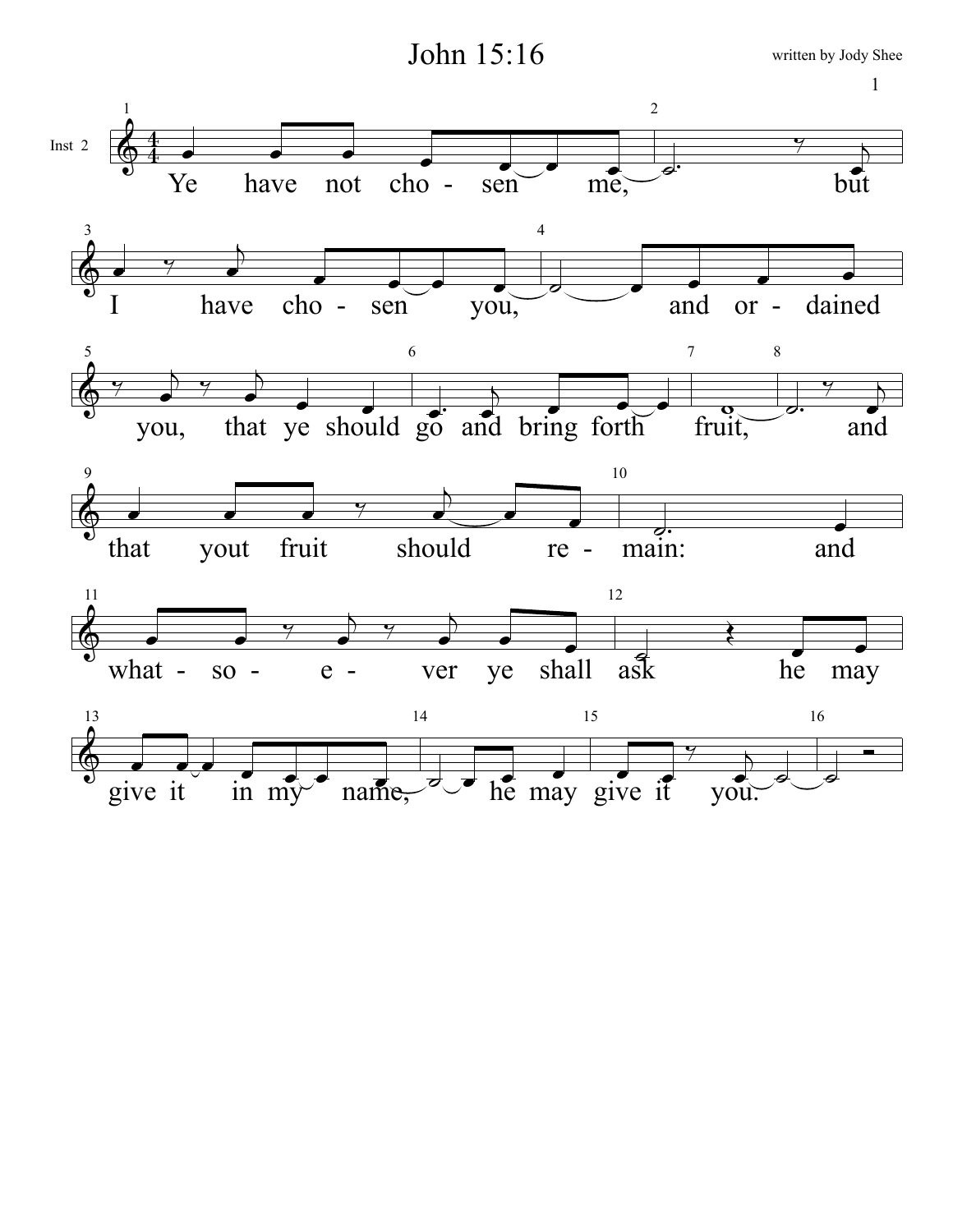# John 15:16

written by Jody Shee

Inst 2

Ye have not cho - sen me, but I have cho - sen you, and or - dained you, that ye should go and bring forth fruit, and that yout fruit should re - main: and what - so - e - ver ye shall ask he may give it in my name, he may give it you.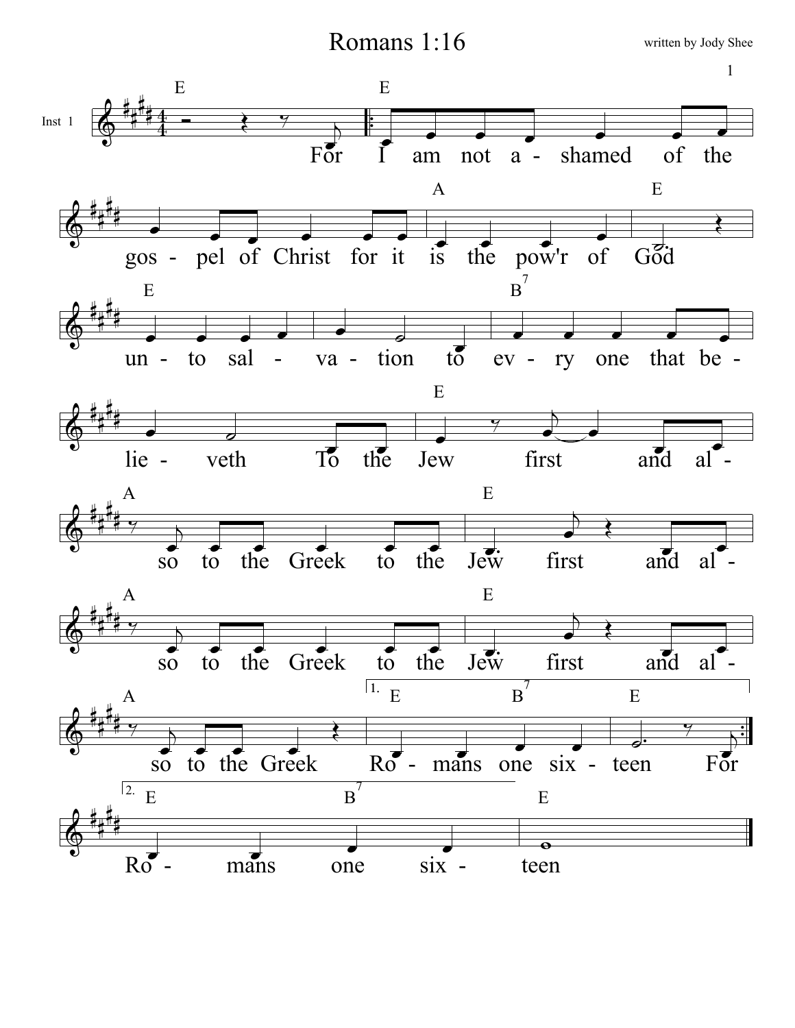# Romans 1:16

written by Jody Shee

Inst 1

For I am not a - shamed of the gos - pel of Christ for it is the pow'r of God un - to sal - va - tion to ev - ry one that be - lie - veth To the Jew first and al - so to the Greek to the Jew first and al - so to the Greek to the Jew first and al - so to the Greek Ro - mans one six - teen For Ro - mans one six - teen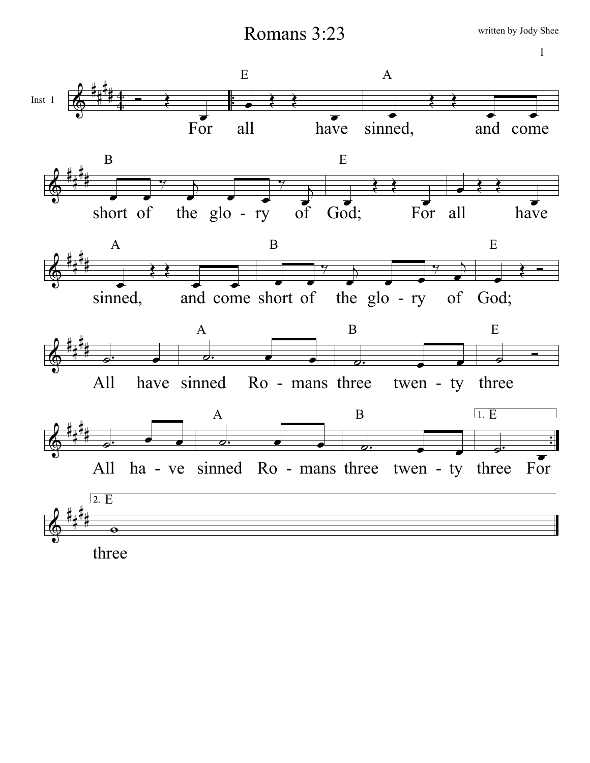# Romans 3:23

written by Jody Shee

Inst 1

E A
For all have sinned, and come

B E
short of the glo - ry of God; For all have

A B E
sinned, and come short of the glo - ry of God;

A B E
All have sinned Ro - mans three twen - ty three

A B 1. E
All ha - ve sinned Ro - mans three twen - ty three For

2. E
three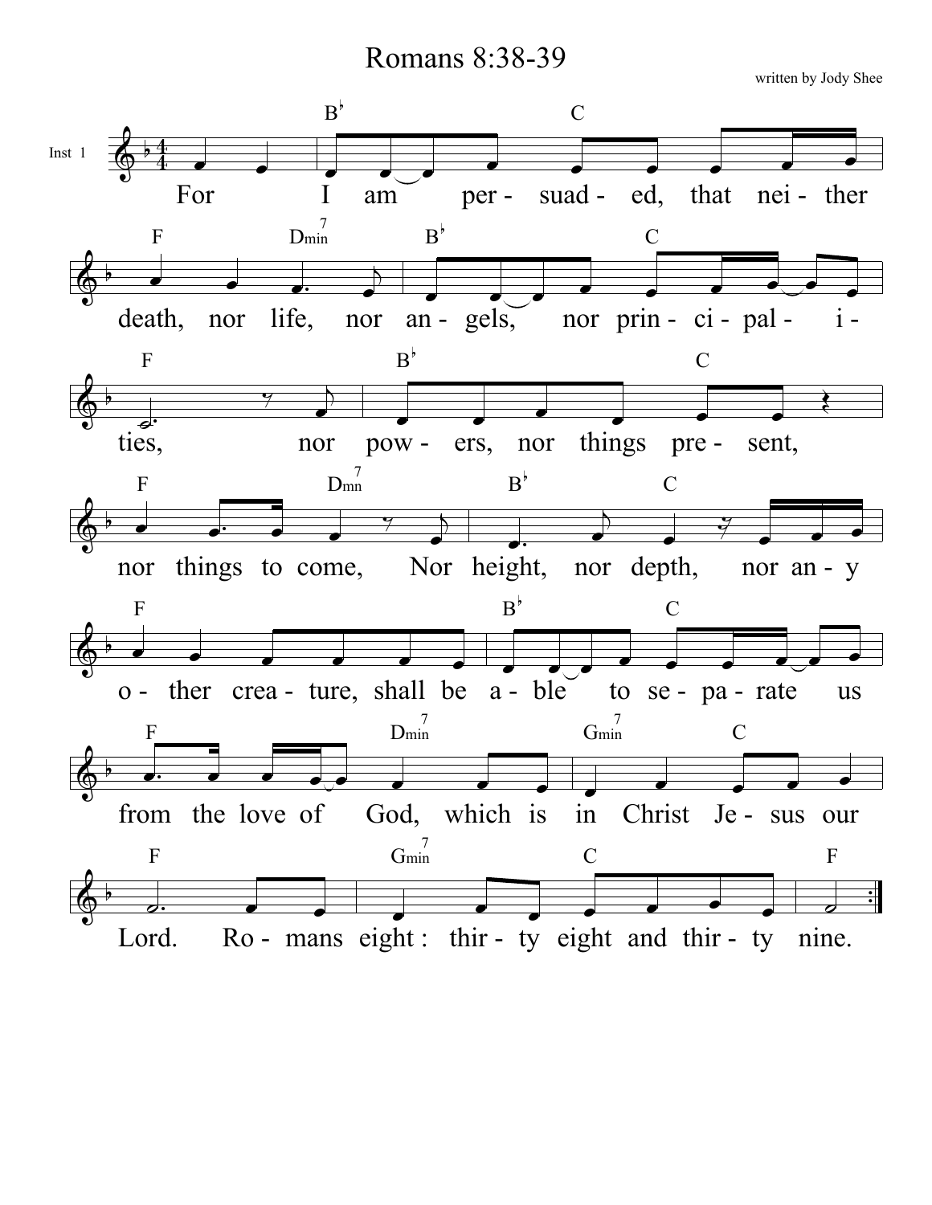# Romans 8:38-39

written by Jody Shee

Inst 1

For I am per- suad- ed, that nei- ther death, nor life, nor an- gels, nor prin- ci- pal- i- ties, nor pow- ers, nor things pre- sent, nor things to come, Nor height, nor depth, nor an- y o- ther crea- ture, shall be a- ble to se- pa- rate us from the love of God, which is in Christ Je- sus our Lord. Ro- mans eight : thir- ty eight and thir- ty nine.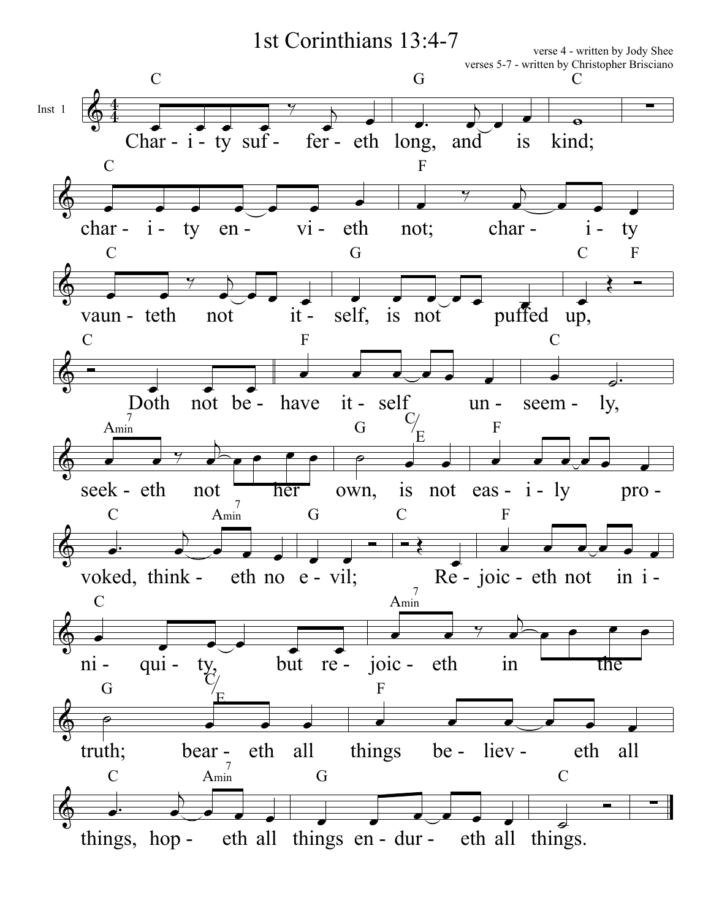# 1st Corinthians 13:4-7

verse 4 - written by Jody Shee
verses 5-7 - written by Christopher Brisciano

Inst 1

Char - i - ty suf - fer - eth long, and is kind; char - i - ty en - vi - eth not; char - i - ty vaun - teth not it - self, is not puffed up, Doth not be - have it - self un - seem - ly, seek - eth not her own, is not eas - i - ly pro - voked, think - eth no e - vil; Re - joic - eth not in i - ni - qui - ty, but re - joic - eth in the truth; bear - eth all things be - liev - eth all things, hop - eth all things en - dur - eth all things.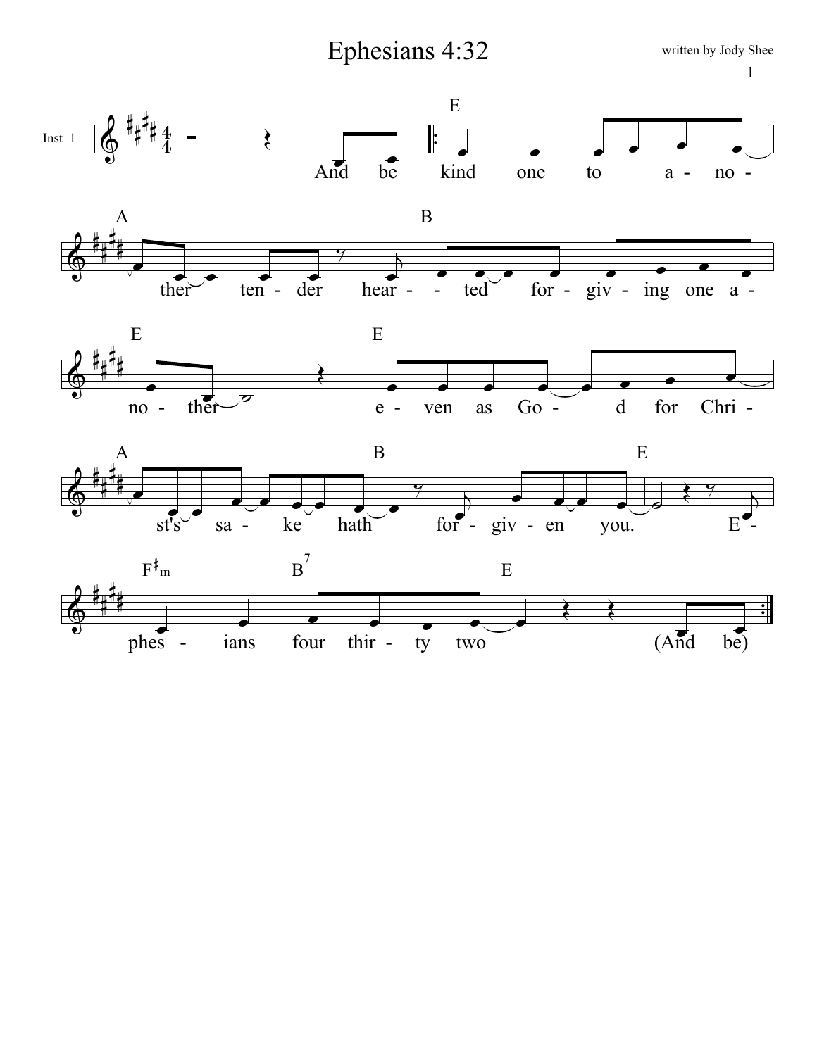# Ephesians 4:32

written by Jody Shee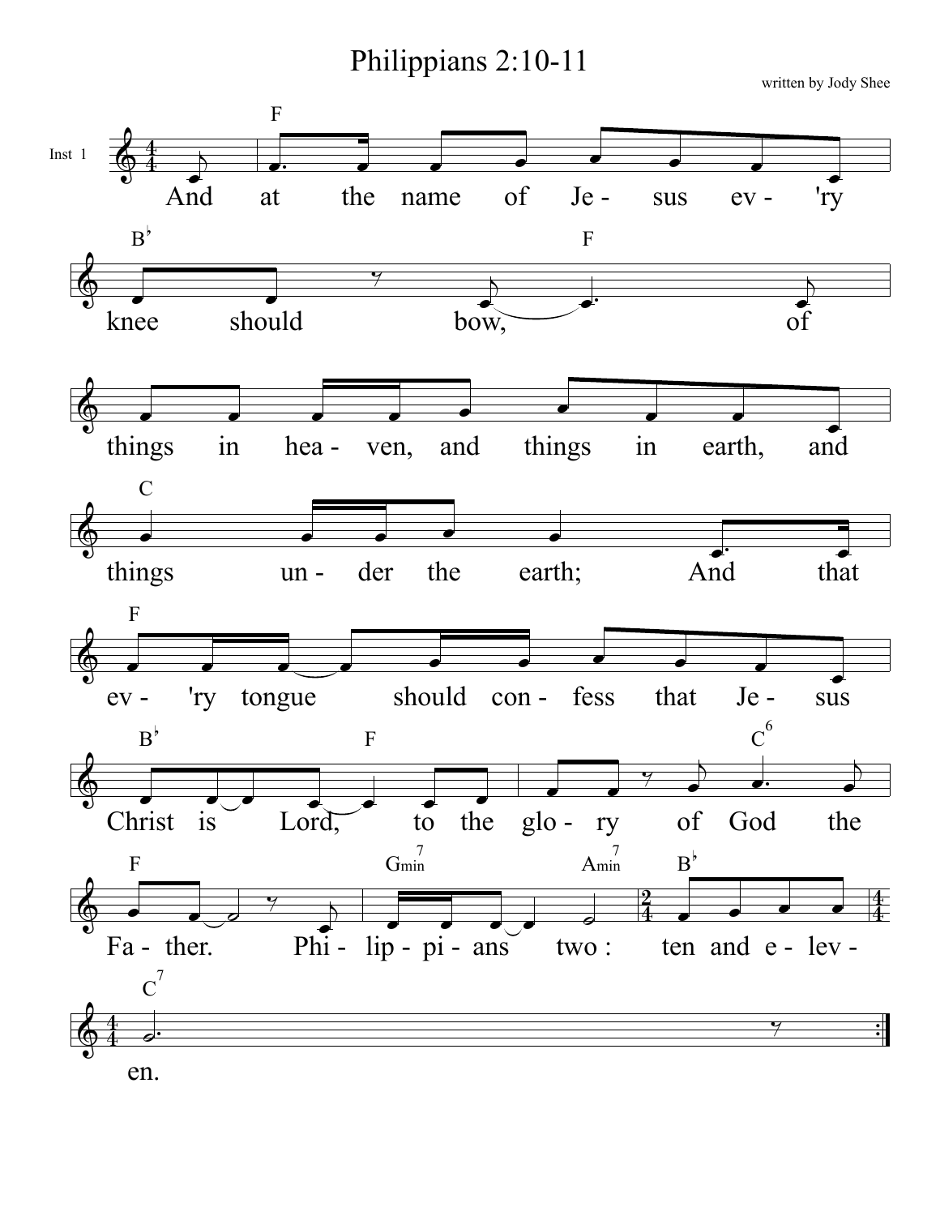# Philippians 2:10-11

written by Jody Shee

Inst 1

And at the name of Je - sus ev - 'ry knee should bow, of things in hea - ven, and things in earth, and things un - der the earth; And that ev - 'ry tongue should con - fess that Je - sus Christ is Lord, to the glo - ry of God the Fa - ther. Phi - lip - pi - ans two : ten and e - lev - en.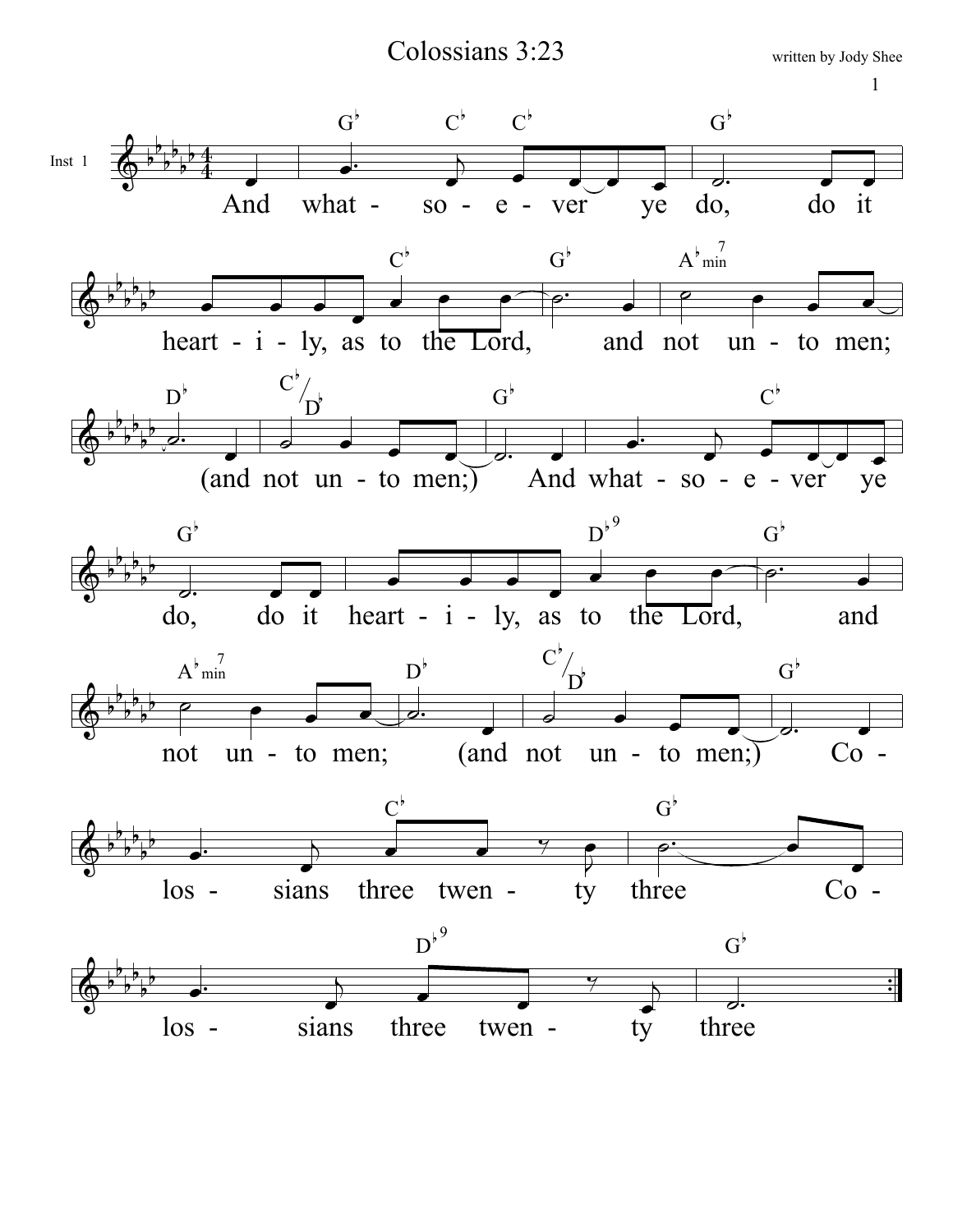# Colossians 3:23

written by Jody Shee

Inst 1

And whatsoever ye do, do it heartily, as to the Lord, and not unto men; (and not unto men;) And whatsoever ye do, do it heartily, as to the Lord, and not unto men; (and not unto men;) Colossians three twenty three Colossians three twenty three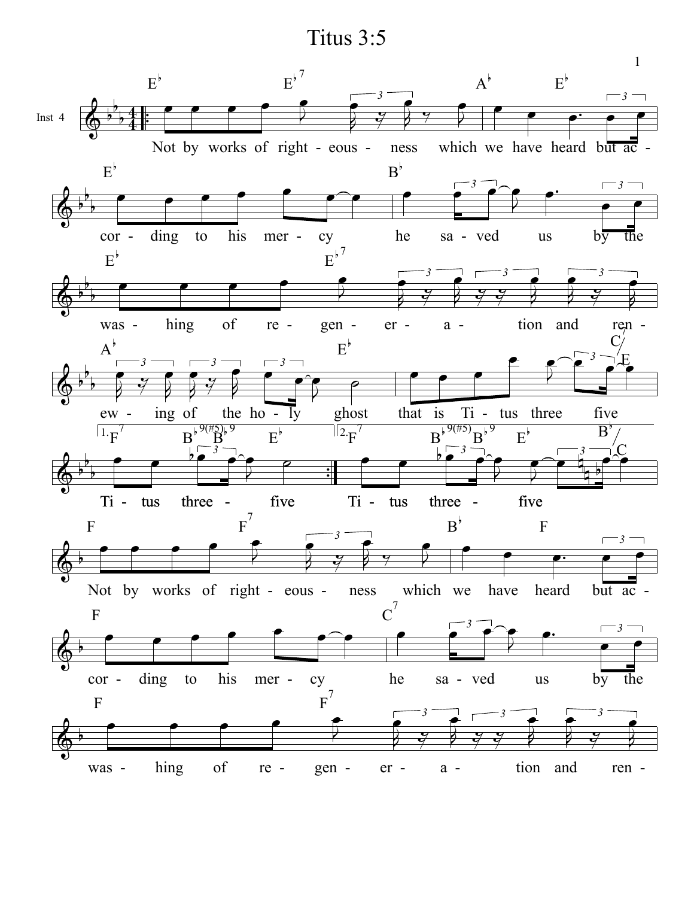# Titus 3:5

Inst 4

Not by works of right - eous - ness which we have heard but ac -

cor - ding to his mer - cy he sa - ved us by the

was - hing of re - gen - er - a - tion and ren -

ew - ing of the ho - ly ghost that is Ti - tus three five

Ti - tus three - five Ti - tus three - five

Not by works of right - eous - ness which we have heard but ac -

cor - ding to his mer - cy he sa - ved us by the

was - hing of re - gen - er - a - tion and ren -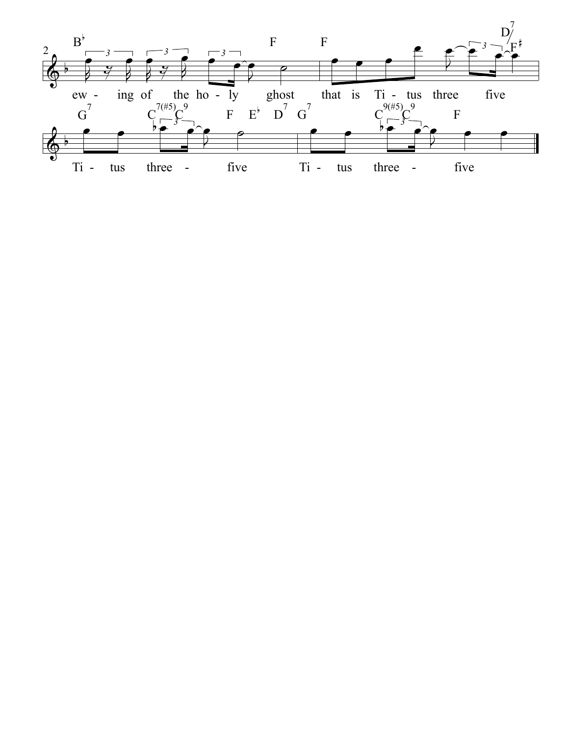ew - ing of the ho - ly ghost that is Ti - tus three five

Ti - tus three - five Ti - tus three - five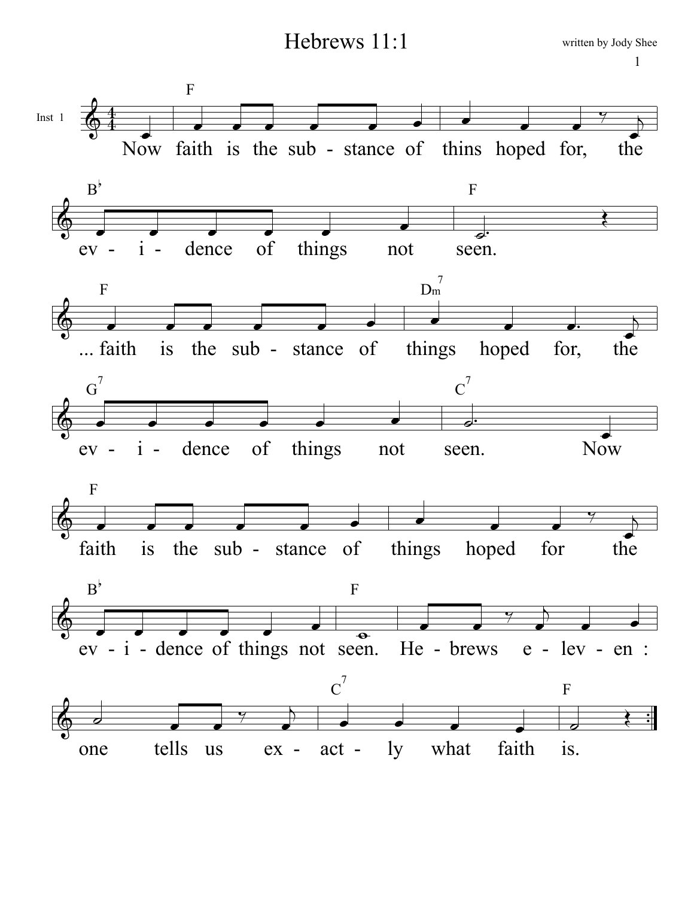# Hebrews 11:1

written by Jody Shee

Inst 1

F

Now faith is the sub - stance of thins hoped for, the

B♭ F

ev - i - dence of things not seen.

F Dm7

... faith is the sub - stance of things hoped for, the

G7 C7

ev - i - dence of things not seen. Now

F

faith is the sub - stance of things hoped for the

B♭ F

ev - i - dence of things not seen. He - brews e - lev - en :

C7 F

one tells us ex - act - ly what faith is.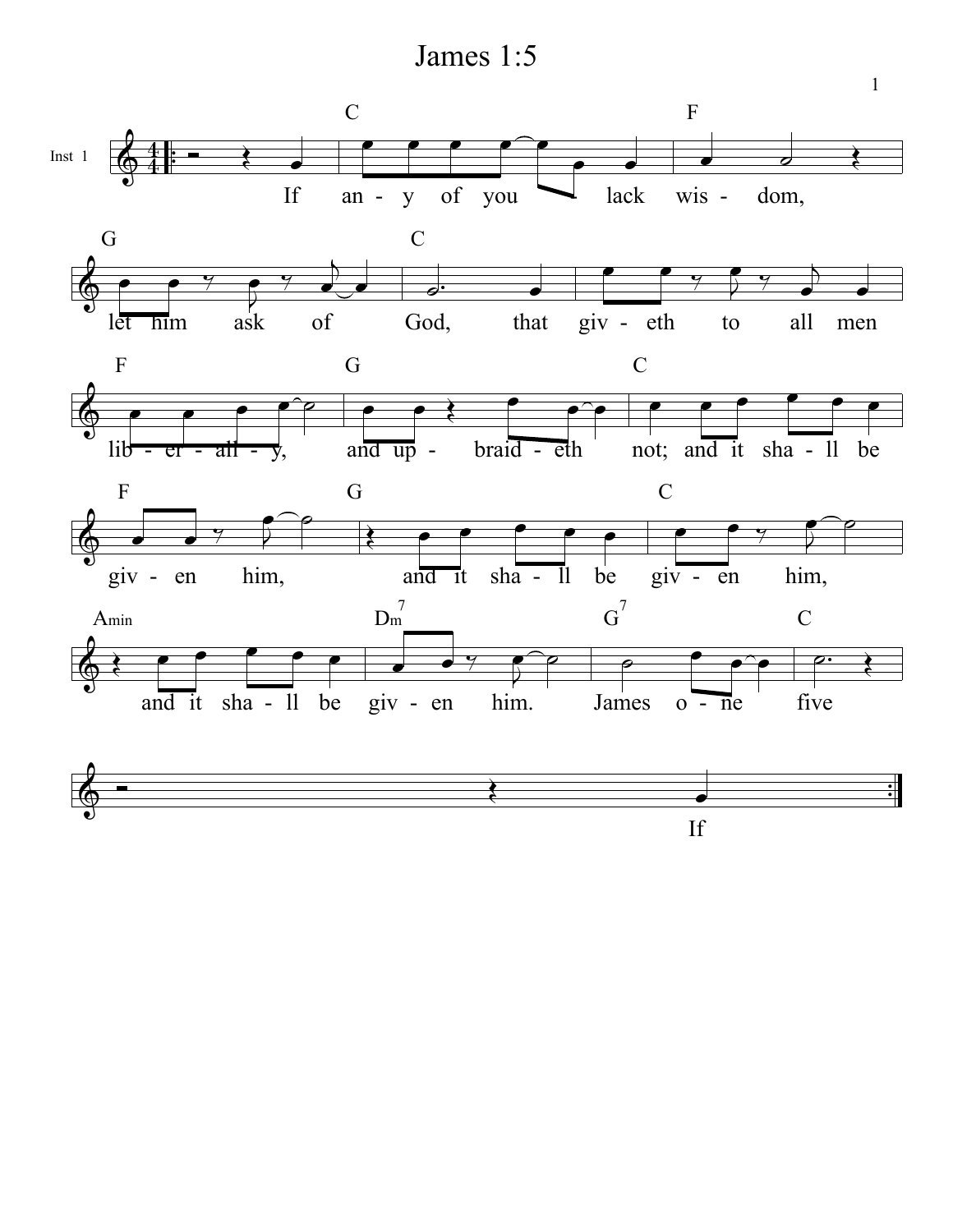# James 1:5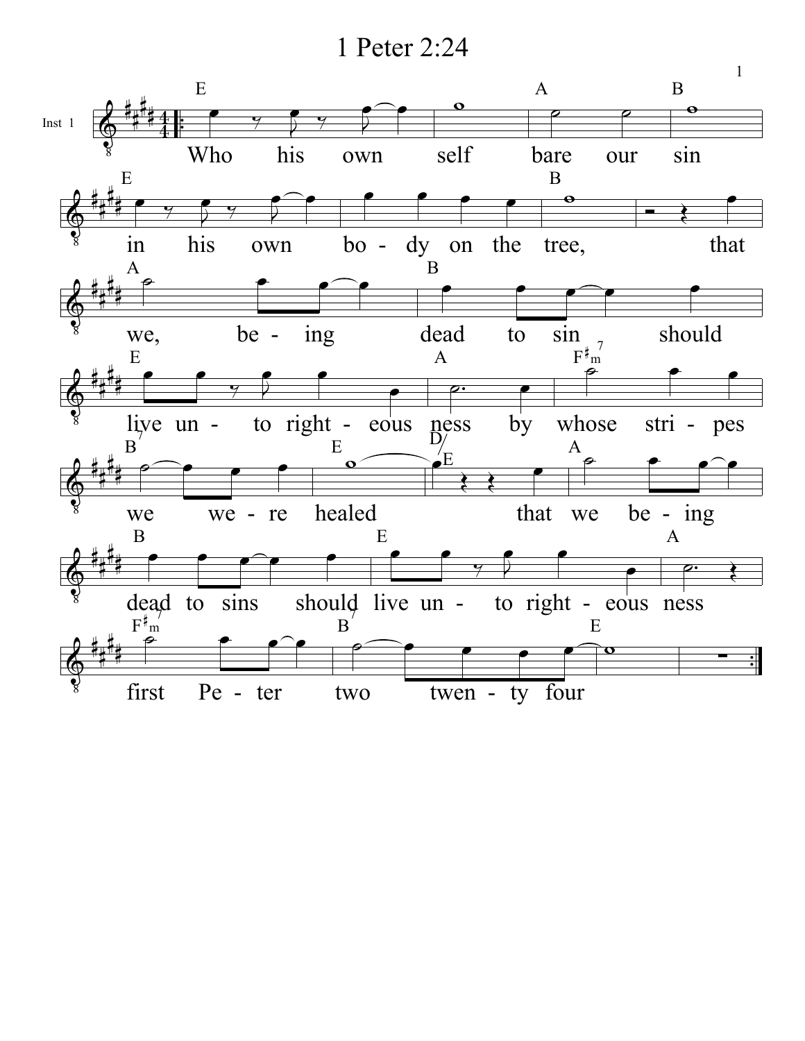# 1 Peter 2:24

Who his own self bare our sin in his own bo - dy on the tree, that we, be - ing dead to sin should live un - to right - eous ness by whose stri - pes we we - re healed that we be - ing dead to sins should live un - to right - eous ness first Pe - ter two twen - ty four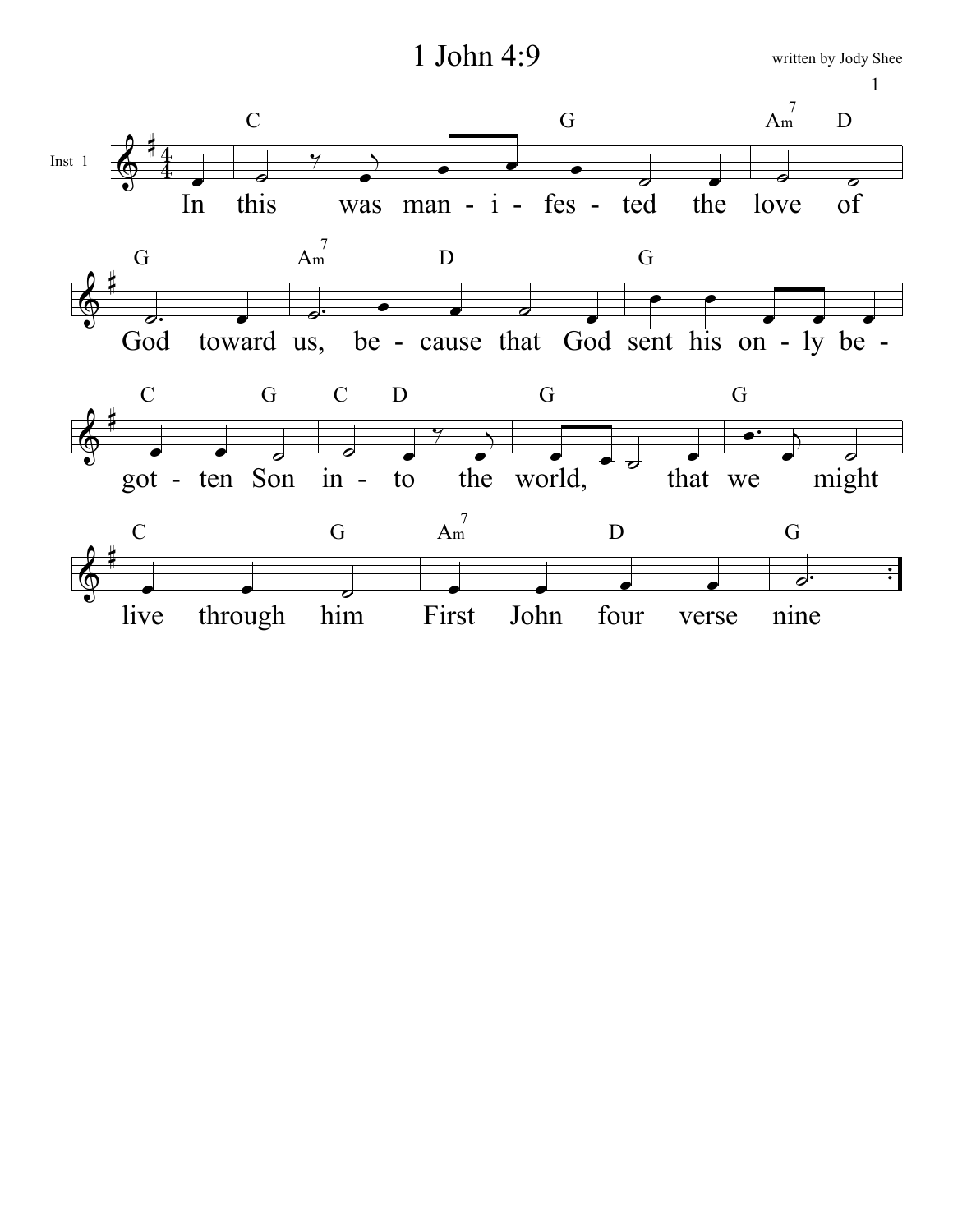# 1 John 4:9

written by Jody Shee

Inst 1

In this was man - i - fes - ted the love of God toward us, be - cause that God sent his on - ly be - got - ten Son in - to the world, that we might live through him First John four verse nine